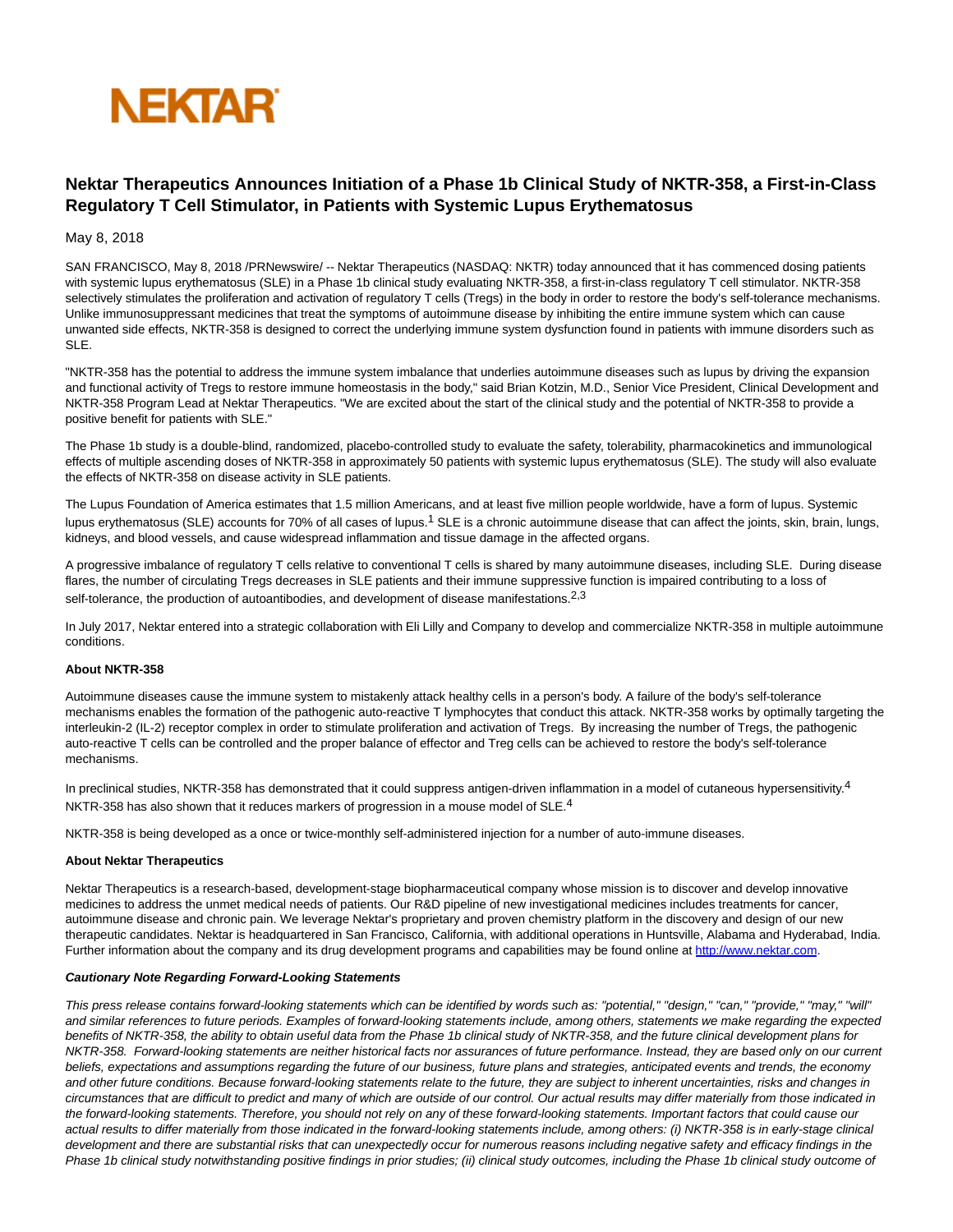# Nektar Therapeutics Announces Initiation of a Phase 1b Clinical Study of NKTR-358, a First-in-Class Regulatory T Cell Stimulator, in Patients with Systemic Lupus Erythematosus

May 8, 2018

SAN FRANCISCO, May 8, 2018 /PRNewswire/ -- Nektar Therapeutics (NASDAQ: NKTR) today announced that it has commenced dosing patients with systemic lupus erythematosus (SLE) in a Phase 1b clinical study evaluating NKTR-358, a first-in-class regulatory T cell stimulator. NKTR-358 selectively stimulates the proliferation and activation of regulatory T cells (Tregs) in the body in order to restore the body's self-tolerance mechanisms. Unlike immunosuppressant medicines that treat the symptoms of autoimmune disease by inhibiting the entire immune system which can cause unwanted side effects, NKTR-358 is designed to correct the underlying immune system dysfunction found in patients with immune disorders such as SLE.

"NKTR-358 has the potential to address the immune system imbalance that underlies autoimmune diseases such as lupus by driving the expansion and functional activity of Tregs to restore immune homeostasis in the body," said Brian Kotzin, M.D., Senior Vice President, Clinical Development and NKTR-358 Program Lead at Nektar Therapeutics. "We are excited about the start of the clinical study and the potential of NKTR-358 to provide a positive benefit for patients with SLE."

The Phase 1b study is a double-blind, randomized, placebo-controlled study to evaluate the safety, tolerability, pharmacokinetics and immunological effects of multiple ascending doses of NKTR-358 in approximately 50 patients with systemic lupus erythematosus (SLE). The study will also evaluate the effects of NKTR-358 on disease activity in SLE patients.

The Lupus Foundation of America estimates that 1.5 million Americans, and at least five million people worldwide, have a form of lupus. Systemic lupus erythematosus (SLE) accounts for 70% of all cases of lupus.[1] SLE is a chronic autoimmune disease that can affect the joints, skin, brain, lungs, kidneys, and blood vessels, and cause widespread inflammation and tissue damage in the affected organs.

A progressive imbalance of regulatory T cells relative to conventional T cells is shared by many autoimmune diseases, including SLE. During disease flares, the number of circulating Tregs decreases in SLE patients and their immune suppressive function is impaired contributing to a loss of self-tolerance, the production of autoantibodies, and development of disease manifestations.[2,3]

In July 2017, Nektar entered into a strategic collaboration with Eli Lilly and Company to develop and commercialize NKTR-358 in multiple autoimmune conditions.

**About NKTR-358**

Autoimmune diseases cause the immune system to mistakenly attack healthy cells in a person's body. A failure of the body's self-tolerance mechanisms enables the formation of the pathogenic auto-reactive T lymphocytes that conduct this attack. NKTR-358 works by optimally targeting the interleukin-2 (IL-2) receptor complex in order to stimulate proliferation and activation of Tregs. By increasing the number of Tregs, the pathogenic auto-reactive T cells can be controlled and the proper balance of effector and Treg cells can be achieved to restore the body's self-tolerance mechanisms.

In preclinical studies, NKTR-358 has demonstrated that it could suppress antigen-driven inflammation in a model of cutaneous hypersensitivity.[4] NKTR-358 has also shown that it reduces markers of progression in a mouse model of SLE.[4]

NKTR-358 is being developed as a once or twice-monthly self-administered injection for a number of auto-immune diseases.

**About Nektar Therapeutics**

Nektar Therapeutics is a research-based, development-stage biopharmaceutical company whose mission is to discover and develop innovative medicines to address the unmet medical needs of patients. Our R&D pipeline of new investigational medicines includes treatments for cancer, autoimmune disease and chronic pain. We leverage Nektar's proprietary and proven chemistry platform in the discovery and design of our new therapeutic candidates. Nektar is headquartered in San Francisco, California, with additional operations in Huntsville, Alabama and Hyderabad, India. Further information about the company and its drug development programs and capabilities may be found online at [http://www.nektar.com](http://www.nektar.com).

***Cautionary Note Regarding Forward-Looking Statements***

*This press release contains forward-looking statements which can be identified by words such as: "potential," "design," "can," "provide," "may," "will" and similar references to future periods. Examples of forward-looking statements include, among others, statements we make regarding the expected benefits of NKTR-358, the ability to obtain useful data from the Phase 1b clinical study of NKTR-358, and the future clinical development plans for NKTR-358. Forward-looking statements are neither historical facts nor assurances of future performance. Instead, they are based only on our current beliefs, expectations and assumptions regarding the future of our business, future plans and strategies, anticipated events and trends, the economy and other future conditions. Because forward-looking statements relate to the future, they are subject to inherent uncertainties, risks and changes in circumstances that are difficult to predict and many of which are outside of our control. Our actual results may differ materially from those indicated in the forward-looking statements. Therefore, you should not rely on any of these forward-looking statements. Important factors that could cause our actual results to differ materially from those indicated in the forward-looking statements include, among others: (i) NKTR-358 is in early-stage clinical development and there are substantial risks that can unexpectedly occur for numerous reasons including negative safety and efficacy findings in the Phase 1b clinical study notwithstanding positive findings in prior studies; (ii) clinical study outcomes, including the Phase 1b clinical study outcome of*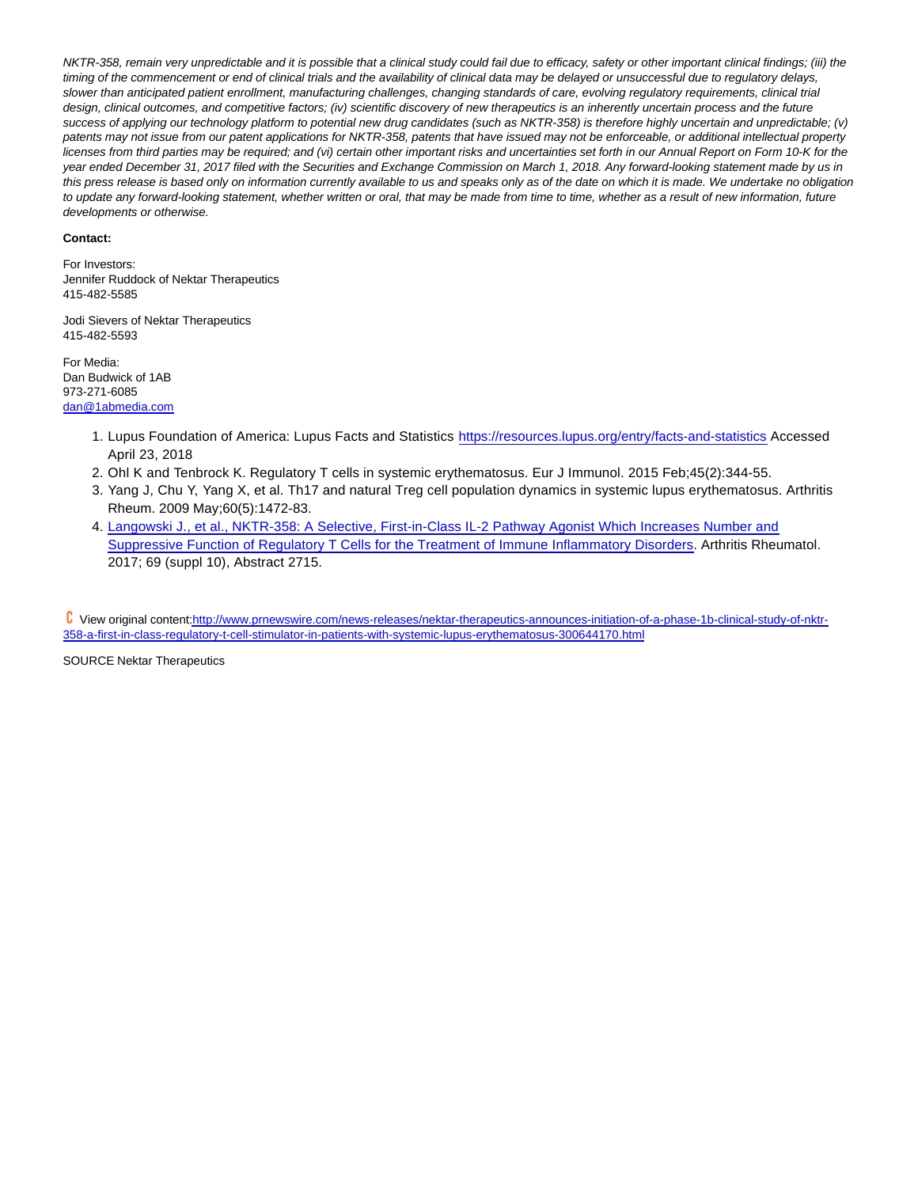*NKTR-358, remain very unpredictable and it is possible that a clinical study could fail due to efficacy, safety or other important clinical findings; (iii) the timing of the commencement or end of clinical trials and the availability of clinical data may be delayed or unsuccessful due to regulatory delays, slower than anticipated patient enrollment, manufacturing challenges, changing standards of care, evolving regulatory requirements, clinical trial design, clinical outcomes, and competitive factors; (iv) scientific discovery of new therapeutics is an inherently uncertain process and the future success of applying our technology platform to potential new drug candidates (such as NKTR-358) is therefore highly uncertain and unpredictable; (v) patents may not issue from our patent applications for NKTR-358, patents that have issued may not be enforceable, or additional intellectual property licenses from third parties may be required; and (vi) certain other important risks and uncertainties set forth in our Annual Report on Form 10-K for the year ended December 31, 2017 filed with the Securities and Exchange Commission on March 1, 2018. Any forward-looking statement made by us in this press release is based only on information currently available to us and speaks only as of the date on which it is made. We undertake no obligation to update any forward-looking statement, whether written or oral, that may be made from time to time, whether as a result of new information, future developments or otherwise.*

**Contact:**

For Investors:
Jennifer Ruddock of Nektar Therapeutics
415-482-5585

Jodi Sievers of Nektar Therapeutics
415-482-5593

For Media:
Dan Budwick of 1AB
973-271-6085
dan@1abmedia.com

1. Lupus Foundation of America: Lupus Facts and Statistics https://resources.lupus.org/entry/facts-and-statistics Accessed April 23, 2018
2. Ohl K and Tenbrock K. Regulatory T cells in systemic erythematosus. Eur J Immunol. 2015 Feb;45(2):344-55.
3. Yang J, Chu Y, Yang X, et al. Th17 and natural Treg cell population dynamics in systemic lupus erythematosus. Arthritis Rheum. 2009 May;60(5):1472-83.
4. Langowski J., et al., NKTR-358: A Selective, First-in-Class IL-2 Pathway Agonist Which Increases Number and Suppressive Function of Regulatory T Cells for the Treatment of Immune Inflammatory Disorders. Arthritis Rheumatol. 2017; 69 (suppl 10), Abstract 2715.

View original content:http://www.prnewswire.com/news-releases/nektar-therapeutics-announces-initiation-of-a-phase-1b-clinical-study-of-nktr-358-a-first-in-class-regulatory-t-cell-stimulator-in-patients-with-systemic-lupus-erythematosus-300644170.html

SOURCE Nektar Therapeutics